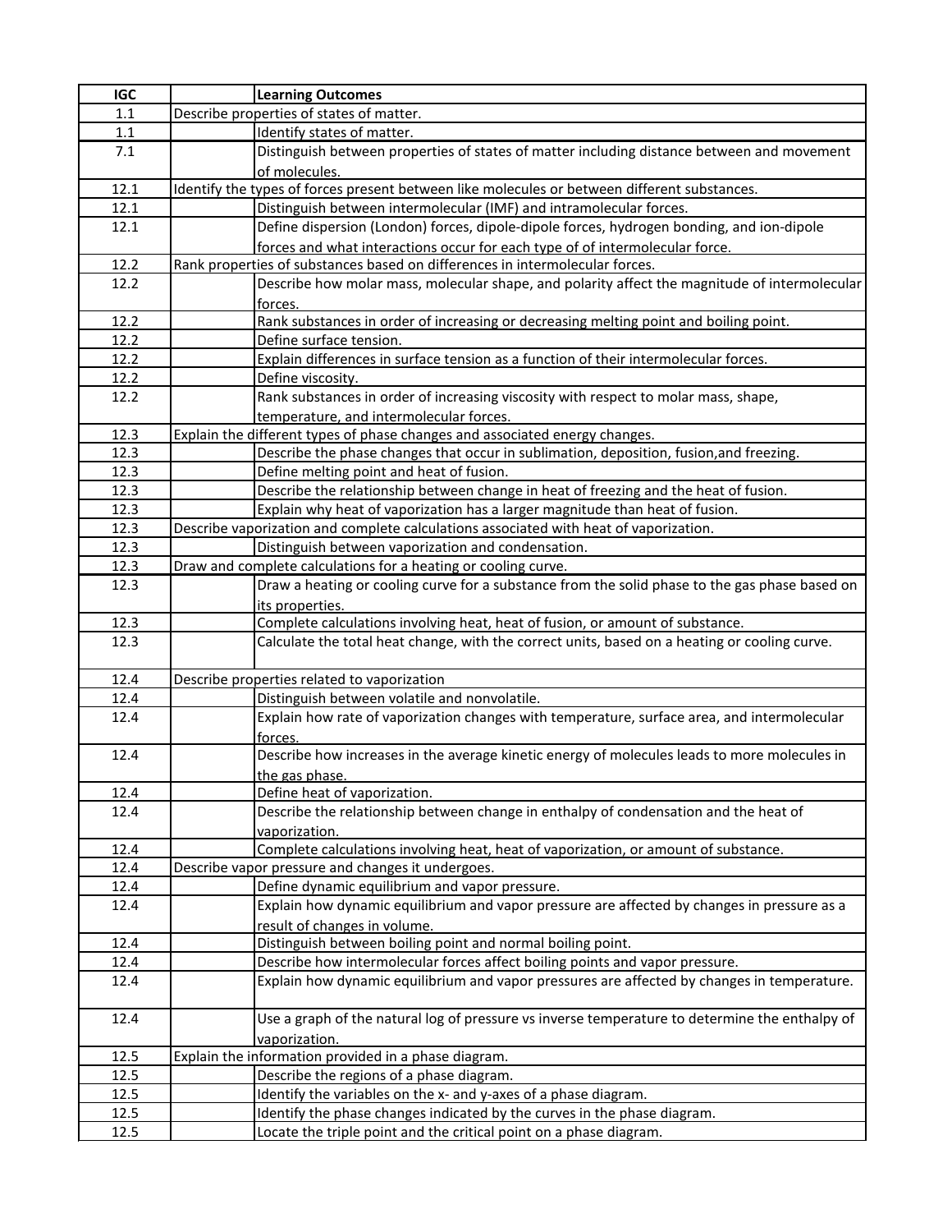| IGC | | Learning Outcomes |
|---|---|---|
| 1.1 | Describe properties of states of matter. | |
| 1.1 | | Identify states of matter. |
| 7.1 | | Distinguish between properties of states of matter including distance between and movement of molecules. |
| 12.1 | Identify the types of forces present between like molecules or between different substances. | |
| 12.1 | | Distinguish between intermolecular (IMF) and intramolecular forces. |
| 12.1 | | Define dispersion (London) forces, dipole-dipole forces, hydrogen bonding, and ion-dipole forces and what interactions occur for each type of of intermolecular force. |
| 12.2 | Rank properties of substances based on differences in intermolecular forces. | |
| 12.2 | | Describe how molar mass, molecular shape, and polarity affect the magnitude of intermolecular forces. |
| 12.2 | | Rank substances in order of increasing or decreasing melting point and boiling point. |
| 12.2 | | Define surface tension. |
| 12.2 | | Explain differences in surface tension as a function of their intermolecular forces. |
| 12.2 | | Define viscosity. |
| 12.2 | | Rank substances in order of increasing viscosity with respect to molar mass, shape, temperature, and intermolecular forces. |
| 12.3 | Explain the different types of phase changes and associated energy changes. | |
| 12.3 | | Describe the phase changes that occur in sublimation, deposition, fusion,and freezing. |
| 12.3 | | Define melting point and heat of fusion. |
| 12.3 | | Describe the relationship between change in heat of freezing and the heat of fusion. |
| 12.3 | | Explain why heat of vaporization has a larger magnitude than heat of fusion. |
| 12.3 | Describe vaporization and complete calculations associated with heat of vaporization. | |
| 12.3 | | Distinguish between vaporization and condensation. |
| 12.3 | Draw and complete calculations for a heating or cooling curve. | |
| 12.3 | | Draw a heating or cooling curve for a substance from the solid phase to the gas phase based on its properties. |
| 12.3 | | Complete calculations involving heat, heat of fusion, or amount of substance. |
| 12.3 | | Calculate the total heat change, with the correct units, based on a heating or cooling curve. |
| 12.4 | Describe properties related to vaporization | |
| 12.4 | | Distinguish between volatile and nonvolatile. |
| 12.4 | | Explain how rate of vaporization changes with temperature, surface area, and intermolecular forces. |
| 12.4 | | Describe how increases in the average kinetic energy of molecules leads to more molecules in the gas phase. |
| 12.4 | | Define heat of vaporization. |
| 12.4 | | Describe the relationship between change in enthalpy of condensation and the heat of vaporization. |
| 12.4 | | Complete calculations involving heat, heat of vaporization, or amount of substance. |
| 12.4 | Describe vapor pressure and changes it undergoes. | |
| 12.4 | | Define dynamic equilibrium and vapor pressure. |
| 12.4 | | Explain how dynamic equilibrium and vapor pressure are affected by changes in pressure as a result of changes in volume. |
| 12.4 | | Distinguish between boiling point and normal boiling point. |
| 12.4 | | Describe how intermolecular forces affect boiling points and vapor pressure. |
| 12.4 | | Explain how dynamic equilibrium and vapor pressures are affected by changes in temperature. |
| 12.4 | | Use a graph of the natural log of pressure vs inverse temperature to determine the enthalpy of vaporization. |
| 12.5 | Explain the information provided in a phase diagram. | |
| 12.5 | | Describe the regions of a phase diagram. |
| 12.5 | | Identify the variables on the x- and y-axes of a phase diagram. |
| 12.5 | | Identify the phase changes indicated by the curves in the phase diagram. |
| 12.5 | | Locate the triple point and the critical point on a phase diagram. |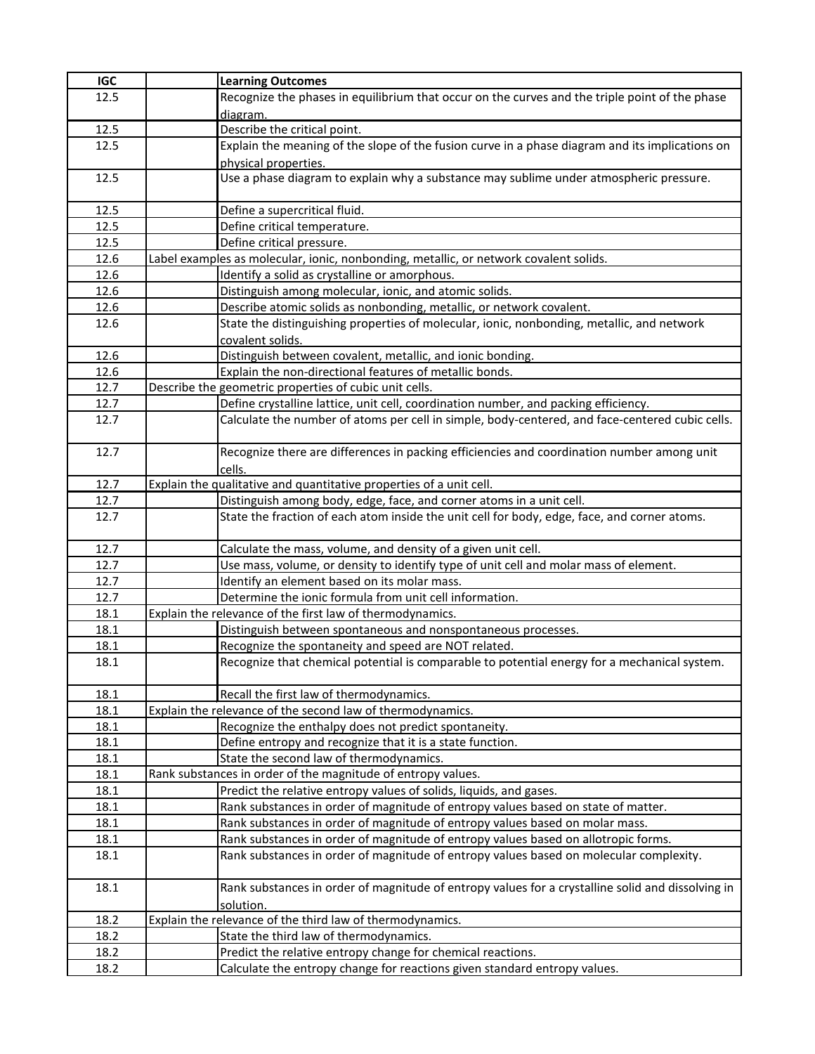| IGC | | Learning Outcomes |
|---|---|---|
| 12.5 | | Recognize the phases in equilibrium that occur on the curves and the triple point of the phase diagram. |
| 12.5 | | Describe the critical point. |
| 12.5 | | Explain the meaning of the slope of the fusion curve in a phase diagram and its implications on physical properties. |
| 12.5 | | Use a phase diagram to explain why a substance may sublime under atmospheric pressure. |
| 12.5 | | Define a supercritical fluid. |
| 12.5 | | Define critical temperature. |
| 12.5 | | Define critical pressure. |
| 12.6 | Label examples as molecular, ionic, nonbonding, metallic, or network covalent solids. | |
| 12.6 | | Identify a solid as crystalline or amorphous. |
| 12.6 | | Distinguish among molecular, ionic, and atomic solids. |
| 12.6 | | Describe atomic solids as nonbonding, metallic, or network covalent. |
| 12.6 | | State the distinguishing properties of molecular, ionic, nonbonding, metallic, and network covalent solids. |
| 12.6 | | Distinguish between covalent, metallic, and ionic bonding. |
| 12.6 | | Explain the non-directional features of metallic bonds. |
| 12.7 | Describe the geometric properties of cubic unit cells. | |
| 12.7 | | Define crystalline lattice, unit cell, coordination number, and packing efficiency. |
| 12.7 | | Calculate the number of atoms per cell in simple, body-centered, and face-centered cubic cells. |
| 12.7 | | Recognize there are differences in packing efficiencies and coordination number among unit cells. |
| 12.7 | Explain the qualitative and quantitative properties of a unit cell. | |
| 12.7 | | Distinguish among body, edge, face, and corner atoms in a unit cell. |
| 12.7 | | State the fraction of each atom inside the unit cell for body, edge, face, and corner atoms. |
| 12.7 | | Calculate the mass, volume, and density of a given unit cell. |
| 12.7 | | Use mass, volume, or density to identify type of unit cell and molar mass of element. |
| 12.7 | | Identify an element based on its molar mass. |
| 12.7 | | Determine the ionic formula from unit cell information. |
| 18.1 | Explain the relevance of the first law of thermodynamics. | |
| 18.1 | | Distinguish between spontaneous and nonspontaneous processes. |
| 18.1 | | Recognize the spontaneity and speed are NOT related. |
| 18.1 | | Recognize that chemical potential is comparable to potential energy for a mechanical system. |
| 18.1 | | Recall the first law of thermodynamics. |
| 18.1 | Explain the relevance of the second law of thermodynamics. | |
| 18.1 | | Recognize the enthalpy does not predict spontaneity. |
| 18.1 | | Define entropy and recognize that it is a state function. |
| 18.1 | | State the second law of thermodynamics. |
| 18.1 | Rank substances in order of the magnitude of entropy values. | |
| 18.1 | | Predict the relative entropy values of solids, liquids, and gases. |
| 18.1 | | Rank substances in order of magnitude of entropy values based on state of matter. |
| 18.1 | | Rank substances in order of magnitude of entropy values based on molar mass. |
| 18.1 | | Rank substances in order of magnitude of entropy values based on allotropic forms. |
| 18.1 | | Rank substances in order of magnitude of entropy values based on molecular complexity. |
| 18.1 | | Rank substances in order of magnitude of entropy values for a crystalline solid and dissolving in solution. |
| 18.2 | Explain the relevance of the third law of thermodynamics. | |
| 18.2 | | State the third law of thermodynamics. |
| 18.2 | | Predict the relative entropy change for chemical reactions. |
| 18.2 | | Calculate the entropy change for reactions given standard entropy values. |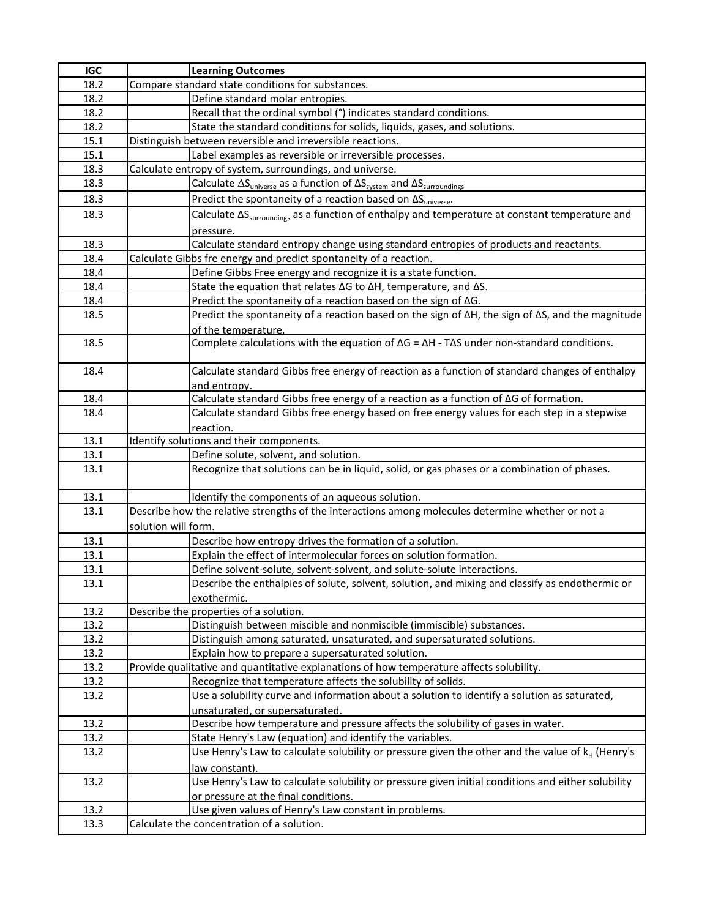| IGC | | Learning Outcomes |
|---|---|---|
| 18.2 | Compare standard state conditions for substances. | |
| 18.2 | | Define standard molar entropies. |
| 18.2 | | Recall that the ordinal symbol (°) indicates standard conditions. |
| 18.2 | | State the standard conditions for solids, liquids, gases, and solutions. |
| 15.1 | Distinguish between reversible and irreversible reactions. | |
| 15.1 | | Label examples as reversible or irreversible processes. |
| 18.3 | Calculate entropy of system, surroundings, and universe. | |
| 18.3 | | Calculate $\Delta S_{universe}$ as a function of $\Delta S_{system}$ and $\Delta S_{surroundings}$ |
| 18.3 | | Predict the spontaneity of a reaction based on $\Delta S_{universe}$. |
| 18.3 | | Calculate $\Delta S_{surroundings}$ as a function of enthalpy and temperature at constant temperature and pressure. |
| 18.3 | | Calculate standard entropy change using standard entropies of products and reactants. |
| 18.4 | Calculate Gibbs fre energy and predict spontaneity of a reaction. | |
| 18.4 | | Define Gibbs Free energy and recognize it is a state function. |
| 18.4 | | State the equation that relates $\Delta G$ to $\Delta H$, temperature, and $\Delta S$. |
| 18.4 | | Predict the spontaneity of a reaction based on the sign of $\Delta G$. |
| 18.5 | | Predict the spontaneity of a reaction based on the sign of $\Delta H$, the sign of $\Delta S$, and the magnitude of the temperature. |
| 18.5 | | Complete calculations with the equation of $\Delta G = \Delta H - T\Delta S$ under non-standard conditions. |
| 18.4 | | Calculate standard Gibbs free energy of reaction as a function of standard changes of enthalpy and entropy. |
| 18.4 | | Calculate standard Gibbs free energy of a reaction as a function of $\Delta G$ of formation. |
| 18.4 | | Calculate standard Gibbs free energy based on free energy values for each step in a stepwise reaction. |
| 13.1 | Identify solutions and their components. | |
| 13.1 | | Define solute, solvent, and solution. |
| 13.1 | | Recognize that solutions can be in liquid, solid, or gas phases or a combination of phases. |
| 13.1 | | Identify the components of an aqueous solution. |
| 13.1 | Describe how the relative strengths of the interactions among molecules determine whether or not a solution will form. | |
| 13.1 | | Describe how entropy drives the formation of a solution. |
| 13.1 | | Explain the effect of intermolecular forces on solution formation. |
| 13.1 | | Define solvent-solute, solvent-solvent, and solute-solute interactions. |
| 13.1 | | Describe the enthalpies of solute, solvent, solution, and mixing and classify as endothermic or exothermic. |
| 13.2 | Describe the properties of a solution. | |
| 13.2 | | Distinguish between miscible and nonmiscible (immiscible) substances. |
| 13.2 | | Distinguish among saturated, unsaturated, and supersaturated solutions. |
| 13.2 | | Explain how to prepare a supersaturated solution. |
| 13.2 | Provide qualitative and quantitative explanations of how temperature affects solubility. | |
| 13.2 | | Recognize that temperature affects the solubility of solids. |
| 13.2 | | Use a solubility curve and information about a solution to identify a solution as saturated, unsaturated, or supersaturated. |
| 13.2 | | Describe how temperature and pressure affects the solubility of gases in water. |
| 13.2 | | State Henry's Law (equation) and identify the variables. |
| 13.2 | | Use Henry's Law to calculate solubility or pressure given the other and the value of $k_H$ (Henry's law constant). |
| 13.2 | | Use Henry's Law to calculate solubility or pressure given initial conditions and either solubility or pressure at the final conditions. |
| 13.2 | | Use given values of Henry's Law constant in problems. |
| 13.3 | Calculate the concentration of a solution. | |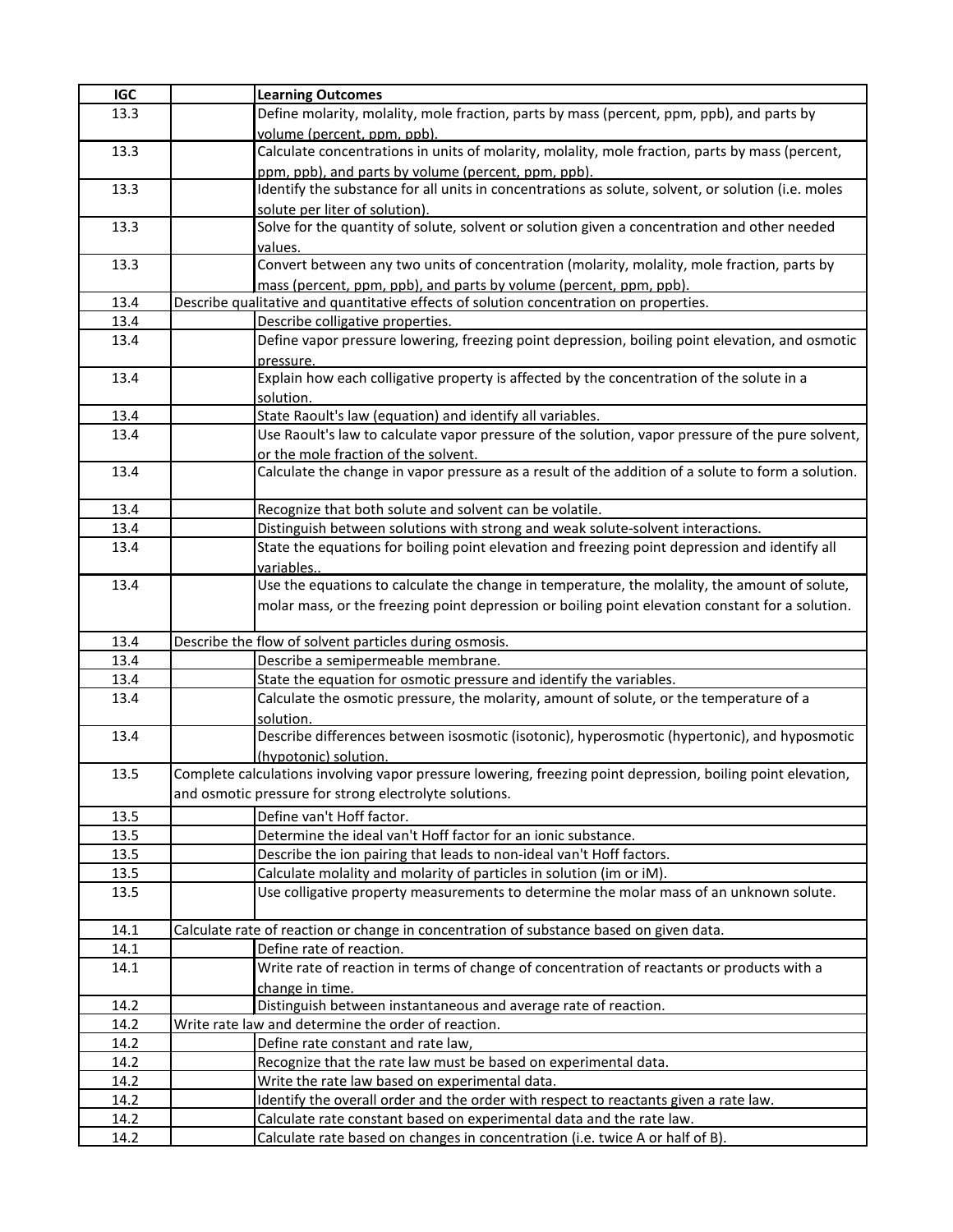| IGC | | Learning Outcomes |
|---|---|---|
| 13.3 | | Define molarity, molality, mole fraction, parts by mass (percent, ppm, ppb), and parts by volume (percent, ppm, ppb). |
| 13.3 | | Calculate concentrations in units of molarity, molality, mole fraction, parts by mass (percent, ppm, ppb), and parts by volume (percent, ppm, ppb). |
| 13.3 | | Identify the substance for all units in concentrations as solute, solvent, or solution (i.e. moles solute per liter of solution). |
| 13.3 | | Solve for the quantity of solute, solvent or solution given a concentration and other needed values. |
| 13.3 | | Convert between any two units of concentration (molarity, molality, mole fraction, parts by mass (percent, ppm, ppb), and parts by volume (percent, ppm, ppb). |
| 13.4 | Describe qualitative and quantitative effects of solution concentration on properties. | |
| 13.4 | | Describe colligative properties. |
| 13.4 | | Define vapor pressure lowering, freezing point depression, boiling point elevation, and osmotic pressure. |
| 13.4 | | Explain how each colligative property is affected by the concentration of the solute in a solution. |
| 13.4 | | State Raoult's law (equation) and identify all variables. |
| 13.4 | | Use Raoult's law to calculate vapor pressure of the solution, vapor pressure of the pure solvent, or the mole fraction of the solvent. |
| 13.4 | | Calculate the change in vapor pressure as a result of the addition of a solute to form a solution. |
| 13.4 | | Recognize that both solute and solvent can be volatile. |
| 13.4 | | Distinguish between solutions with strong and weak solute-solvent interactions. |
| 13.4 | | State the equations for boiling point elevation and freezing point depression and identify all variables.. |
| 13.4 | | Use the equations to calculate the change in temperature, the molality, the amount of solute, molar mass, or the freezing point depression or boiling point elevation constant for a solution. |
| 13.4 | Describe the flow of solvent particles during osmosis. | |
| 13.4 | | Describe a semipermeable membrane. |
| 13.4 | | State the equation for osmotic pressure and identify the variables. |
| 13.4 | | Calculate the osmotic pressure, the molarity, amount of solute, or the temperature of a solution. |
| 13.4 | | Describe differences between isosmotic (isotonic), hyperosmotic (hypertonic), and hyposmotic (hypotonic) solution. |
| 13.5 | Complete calculations involving vapor pressure lowering, freezing point depression, boiling point elevation, and osmotic pressure for strong electrolyte solutions. | |
| 13.5 | | Define van't Hoff factor. |
| 13.5 | | Determine the ideal van't Hoff factor for an ionic substance. |
| 13.5 | | Describe the ion pairing that leads to non-ideal van't Hoff factors. |
| 13.5 | | Calculate molality and molarity of particles in solution (im or iM). |
| 13.5 | | Use colligative property measurements to determine the molar mass of an unknown solute. |
| 14.1 | Calculate rate of reaction or change in concentration of substance based on given data. | |
| 14.1 | | Define rate of reaction. |
| 14.1 | | Write rate of reaction in terms of change of concentration of reactants or products with a change in time. |
| 14.2 | | Distinguish between instantaneous and average rate of reaction. |
| 14.2 | Write rate law and determine the order of reaction. | |
| 14.2 | | Define rate constant and rate law, |
| 14.2 | | Recognize that the rate law must be based on experimental data. |
| 14.2 | | Write the rate law based on experimental data. |
| 14.2 | | Identify the overall order and the order with respect to reactants given a rate law. |
| 14.2 | | Calculate rate constant based on experimental data and the rate law. |
| 14.2 | | Calculate rate based on changes in concentration (i.e. twice A or half of B). |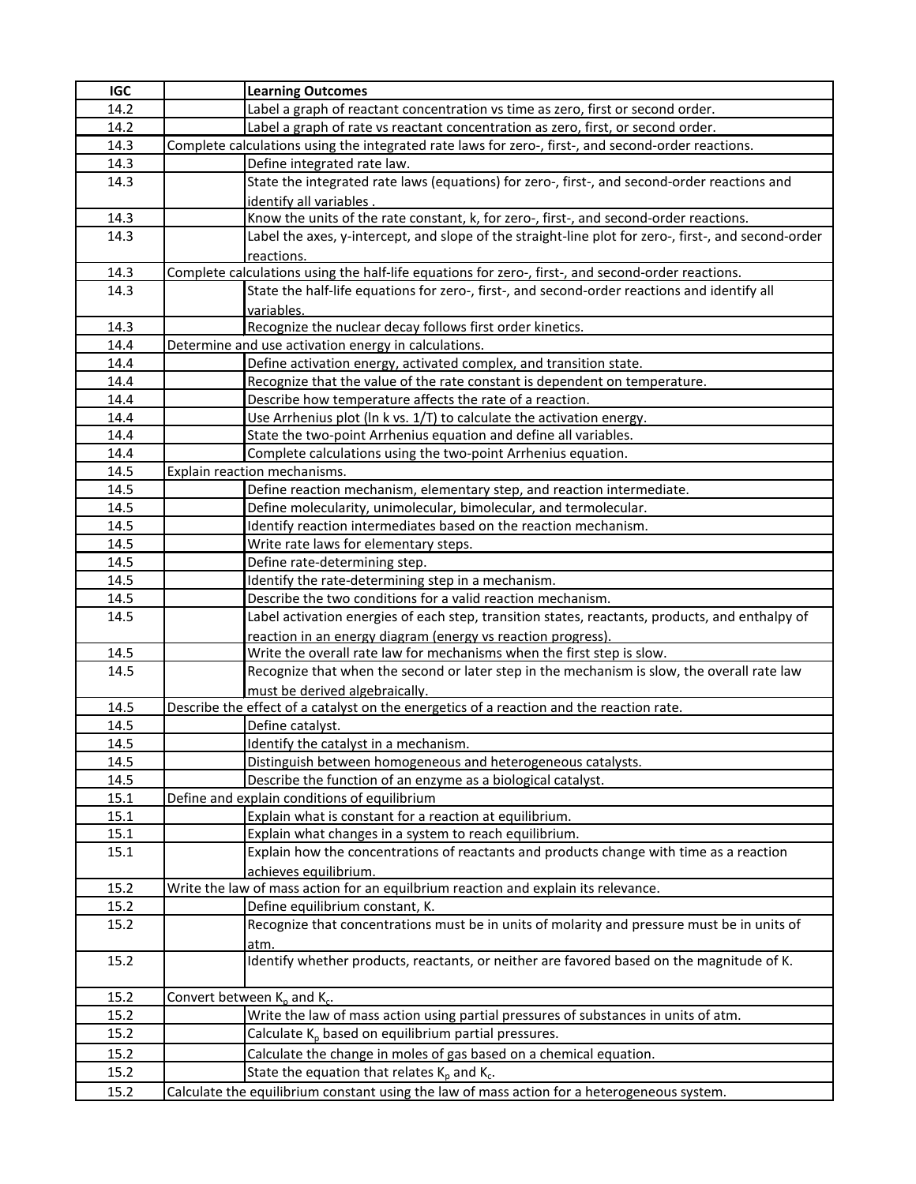| IGC | | Learning Outcomes |
|---|---|---|
| 14.2 | | Label a graph of reactant concentration vs time as zero, first or second order. |
| 14.2 | | Label a graph of rate vs reactant concentration as zero, first, or second order. |
| 14.3 | Complete calculations using the integrated rate laws for zero-, first-, and second-order reactions. | |
| 14.3 | | Define integrated rate law. |
| 14.3 | | State the integrated rate laws (equations) for zero-, first-, and second-order reactions and identify all variables . |
| 14.3 | | Know the units of the rate constant, k, for zero-, first-, and second-order reactions. |
| 14.3 | | Label the axes, y-intercept, and slope of the straight-line plot for zero-, first-, and second-order reactions. |
| 14.3 | Complete calculations using the half-life equations for zero-, first-, and second-order reactions. | |
| 14.3 | | State the half-life equations for zero-, first-, and second-order reactions and identify all variables. |
| 14.3 | | Recognize the nuclear decay follows first order kinetics. |
| 14.4 | Determine and use activation energy in calculations. | |
| 14.4 | | Define activation energy, activated complex, and transition state. |
| 14.4 | | Recognize that the value of the rate constant is dependent on temperature. |
| 14.4 | | Describe how temperature affects the rate of a reaction. |
| 14.4 | | Use Arrhenius plot (ln k vs. 1/T) to calculate the activation energy. |
| 14.4 | | State the two-point Arrhenius equation and define all variables. |
| 14.4 | | Complete calculations using the two-point Arrhenius equation. |
| 14.5 | Explain reaction mechanisms. | |
| 14.5 | | Define reaction mechanism, elementary step, and reaction intermediate. |
| 14.5 | | Define molecularity, unimolecular, bimolecular, and termolecular. |
| 14.5 | | Identify reaction intermediates based on the reaction mechanism. |
| 14.5 | | Write rate laws for elementary steps. |
| 14.5 | | Define rate-determining step. |
| 14.5 | | Identify the rate-determining step in a mechanism. |
| 14.5 | | Describe the two conditions for a valid reaction mechanism. |
| 14.5 | | Label activation energies of each step, transition states, reactants, products, and enthalpy of reaction in an energy diagram (energy vs reaction progress). |
| 14.5 | | Write the overall rate law for mechanisms when the first step is slow. |
| 14.5 | | Recognize that when the second or later step in the mechanism is slow, the overall rate law must be derived algebraically. |
| 14.5 | Describe the effect of a catalyst on the energetics of a reaction and the reaction rate. | |
| 14.5 | | Define catalyst. |
| 14.5 | | Identify the catalyst in a mechanism. |
| 14.5 | | Distinguish between homogeneous and heterogeneous catalysts. |
| 14.5 | | Describe the function of an enzyme as a biological catalyst. |
| 15.1 | Define and explain conditions of equilibrium | |
| 15.1 | | Explain what is constant for a reaction at equilibrium. |
| 15.1 | | Explain what changes in a system to reach equilibrium. |
| 15.1 | | Explain how the concentrations of reactants and products change with time as a reaction achieves equilibrium. |
| 15.2 | Write the law of mass action for an equlibrium reaction and explain its relevance. | |
| 15.2 | | Define equilibrium constant, K. |
| 15.2 | | Recognize that concentrations must be in units of molarity and pressure must be in units of atm. |
| 15.2 | | Identify whether products, reactants, or neither are favored based on the magnitude of K. |
| 15.2 | Convert between $K_p$ and $K_c$. | |
| 15.2 | | Write the law of mass action using partial pressures of substances in units of atm. |
| 15.2 | | Calculate $K_p$ based on equilibrium partial pressures. |
| 15.2 | | Calculate the change in moles of gas based on a chemical equation. |
| 15.2 | | State the equation that relates $K_p$ and $K_c$. |
| 15.2 | Calculate the equilibrium constant using the law of mass action for a heterogeneous system. | |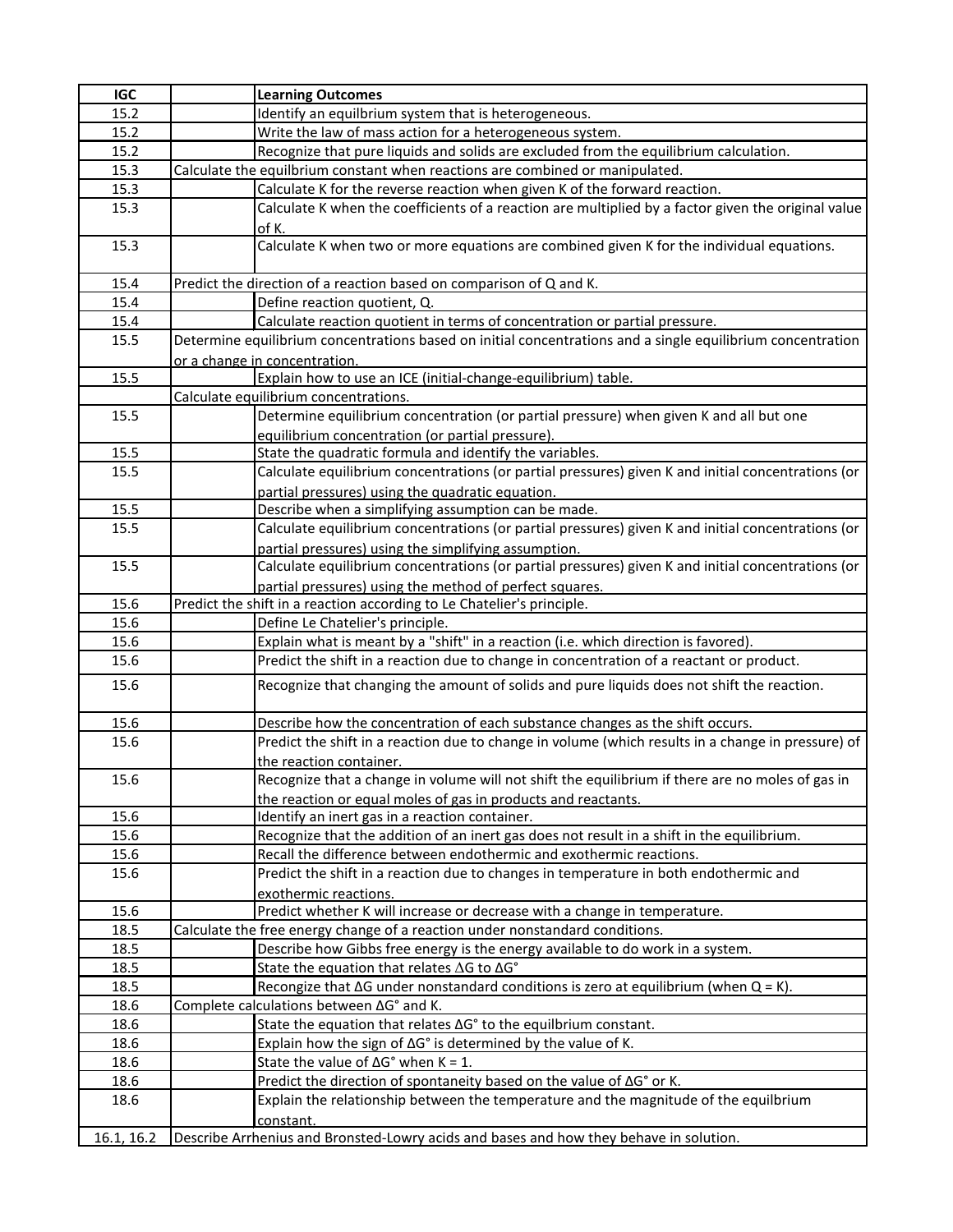| IGC | | Learning Outcomes |
|---|---|---|
| 15.2 | | Identify an equlibrium system that is heterogeneous. |
| 15.2 | | Write the law of mass action for a heterogeneous system. |
| 15.2 | | Recognize that pure liquids and solids are excluded from the equilibrium calculation. |
| 15.3 | Calculate the equlibrium constant when reactions are combined or manipulated. | |
| 15.3 | | Calculate K for the reverse reaction when given K of the forward reaction. |
| 15.3 | | Calculate K when the coefficients of a reaction are multiplied by a factor given the original value of K. |
| 15.3 | | Calculate K when two or more equations are combined given K for the individual equations. |
| 15.4 | Predict the direction of a reaction based on comparison of Q and K. | |
| 15.4 | | Define reaction quotient, Q. |
| 15.4 | | Calculate reaction quotient in terms of concentration or partial pressure. |
| 15.5 | Determine equilibrium concentrations based on initial concentrations and a single equilibrium concentration or a change in concentration. | |
| 15.5 | | Explain how to use an ICE (initial-change-equilibrium) table. |
| | Calculate equilibrium concentrations. | |
| 15.5 | | Determine equilibrium concentration (or partial pressure) when given K and all but one equilibrium concentration (or partial pressure). |
| 15.5 | | State the quadratic formula and identify the variables. |
| 15.5 | | Calculate equilibrium concentrations (or partial pressures) given K and initial concentrations (or partial pressures) using the quadratic equation. |
| 15.5 | | Describe when a simplifying assumption can be made. |
| 15.5 | | Calculate equilibrium concentrations (or partial pressures) given K and initial concentrations (or partial pressures) using the simplifying assumption. |
| 15.5 | | Calculate equilibrium concentrations (or partial pressures) given K and initial concentrations (or partial pressures) using the method of perfect squares. |
| 15.6 | Predict the shift in a reaction according to Le Chatelier's principle. | |
| 15.6 | | Define Le Chatelier's principle. |
| 15.6 | | Explain what is meant by a "shift" in a reaction (i.e. which direction is favored). |
| 15.6 | | Predict the shift in a reaction due to change in concentration of a reactant or product. |
| 15.6 | | Recognize that changing the amount of solids and pure liquids does not shift the reaction. |
| 15.6 | | Describe how the concentration of each substance changes as the shift occurs. |
| 15.6 | | Predict the shift in a reaction due to change in volume (which results in a change in pressure) of the reaction container. |
| 15.6 | | Recognize that a change in volume will not shift the equilibrium if there are no moles of gas in the reaction or equal moles of gas in products and reactants. |
| 15.6 | | Identify an inert gas in a reaction container. |
| 15.6 | | Recognize that the addition of an inert gas does not result in a shift in the equilibrium. |
| 15.6 | | Recall the difference between endothermic and exothermic reactions. |
| 15.6 | | Predict the shift in a reaction due to changes in temperature in both endothermic and exothermic reactions. |
| 15.6 | | Predict whether K will increase or decrease with a change in temperature. |
| 18.5 | Calculate the free energy change of a reaction under nonstandard conditions. | |
| 18.5 | | Describe how Gibbs free energy is the energy available to do work in a system. |
| 18.5 | | State the equation that relates $\Delta G$ to $\Delta G°$ |
| 18.5 | | Recongize that $\Delta G$ under nonstandard conditions is zero at equilibrium (when Q = K). |
| 18.6 | Complete calculations between $\Delta G°$ and K. | |
| 18.6 | | State the equation that relates $\Delta G°$ to the equlibrium constant. |
| 18.6 | | Explain how the sign of $\Delta G°$ is determined by the value of K. |
| 18.6 | | State the value of $\Delta G°$ when K = 1. |
| 18.6 | | Predict the direction of spontaneity based on the value of $\Delta G°$ or K. |
| 18.6 | | Explain the relationship between the temperature and the magnitude of the equlibrium constant. |
| 16.1, 16.2 | Describe Arrhenius and Bronsted-Lowry acids and bases and how they behave in solution. | |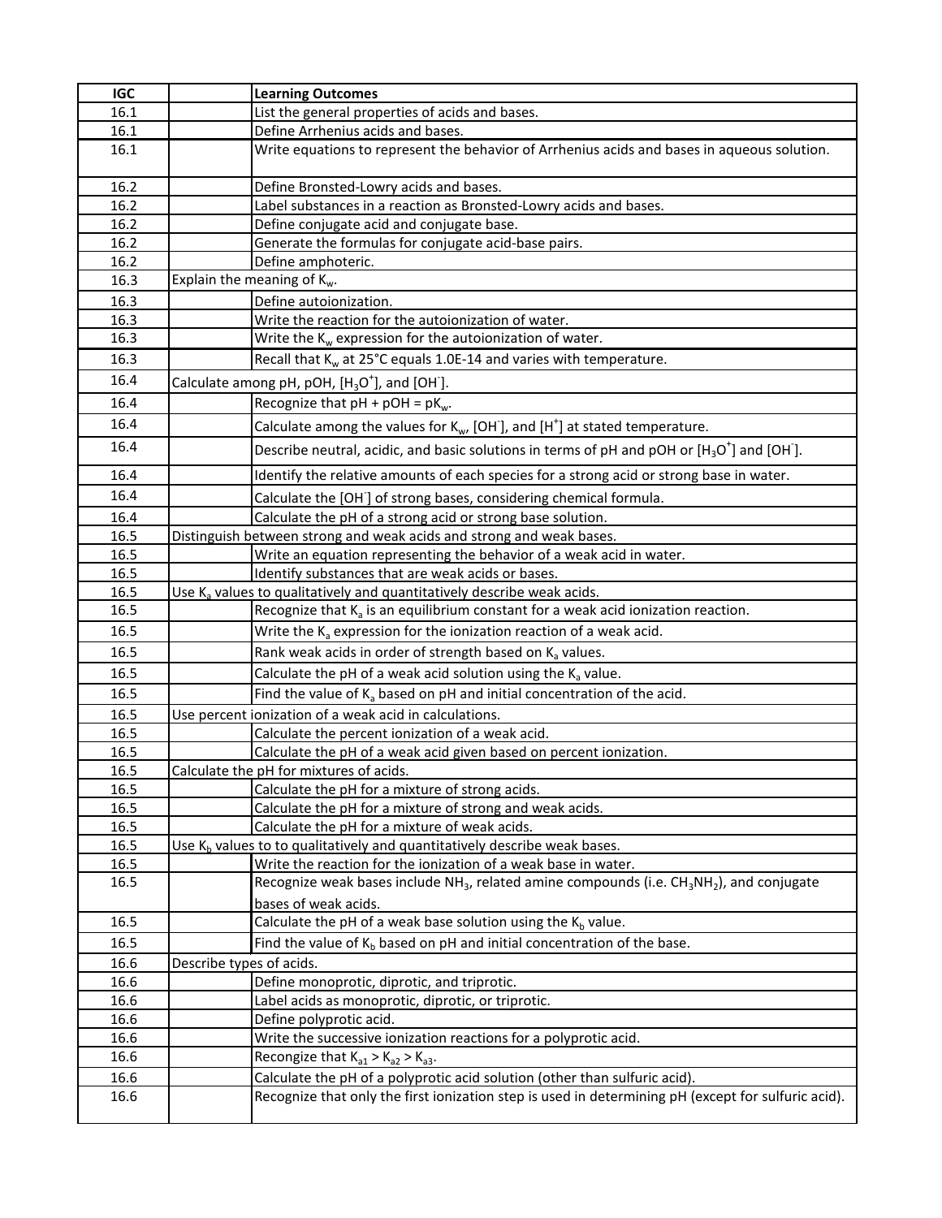| IGC | | Learning Outcomes |
|---|---|---|
| 16.1 | | List the general properties of acids and bases. |
| 16.1 | | Define Arrhenius acids and bases. |
| 16.1 | | Write equations to represent the behavior of Arrhenius acids and bases in aqueous solution. |
| 16.2 | | Define Bronsted-Lowry acids and bases. |
| 16.2 | | Label substances in a reaction as Bronsted-Lowry acids and bases. |
| 16.2 | | Define conjugate acid and conjugate base. |
| 16.2 | | Generate the formulas for conjugate acid-base pairs. |
| 16.2 | | Define amphoteric. |
| 16.3 | Explain the meaning of $K_w$. | |
| 16.3 | | Define autoionization. |
| 16.3 | | Write the reaction for the autoionization of water. |
| 16.3 | | Write the $K_w$ expression for the autoionization of water. |
| 16.3 | | Recall that $K_w$ at 25°C equals 1.0E-14 and varies with temperature. |
| 16.4 | Calculate among pH, pOH, $[H_3O^+]$, and $[OH^-]$. | |
| 16.4 | | Recognize that pH + pOH = $pK_w$. |
| 16.4 | | Calculate among the values for $K_w$, $[OH^-]$, and $[H^+]$ at stated temperature. |
| 16.4 | | Describe neutral, acidic, and basic solutions in terms of pH and pOH or $[H_3O^+]$ and $[OH^-]$. |
| 16.4 | | Identify the relative amounts of each species for a strong acid or strong base in water. |
| 16.4 | | Calculate the $[OH^-]$ of strong bases, considering chemical formula. |
| 16.4 | | Calculate the pH of a strong acid or strong base solution. |
| 16.5 | Distinguish between strong and weak acids and strong and weak bases. | |
| 16.5 | | Write an equation representing the behavior of a weak acid in water. |
| 16.5 | | Identify substances that are weak acids or bases. |
| 16.5 | Use $K_a$ values to qualitatively and quantitatively describe weak acids. | |
| 16.5 | | Recognize that $K_a$ is an equilibrium constant for a weak acid ionization reaction. |
| 16.5 | | Write the $K_a$ expression for the ionization reaction of a weak acid. |
| 16.5 | | Rank weak acids in order of strength based on $K_a$ values. |
| 16.5 | | Calculate the pH of a weak acid solution using the $K_a$ value. |
| 16.5 | | Find the value of $K_a$ based on pH and initial concentration of the acid. |
| 16.5 | Use percent ionization of a weak acid in calculations. | |
| 16.5 | | Calculate the percent ionization of a weak acid. |
| 16.5 | | Calculate the pH of a weak acid given based on percent ionization. |
| 16.5 | Calculate the pH for mixtures of acids. | |
| 16.5 | | Calculate the pH for a mixture of strong acids. |
| 16.5 | | Calculate the pH for a mixture of strong and weak acids. |
| 16.5 | | Calculate the pH for a mixture of weak acids. |
| 16.5 | Use $K_b$ values to to qualitatively and quantitatively describe weak bases. | |
| 16.5 | | Write the reaction for the ionization of a weak base in water. |
| 16.5 | | Recognize weak bases include $NH_3$, related amine compounds (i.e. $CH_3NH_2$), and conjugate bases of weak acids. |
| 16.5 | | Calculate the pH of a weak base solution using the $K_b$ value. |
| 16.5 | | Find the value of $K_b$ based on pH and initial concentration of the base. |
| 16.6 | Describe types of acids. | |
| 16.6 | | Define monoprotic, diprotic, and triprotic. |
| 16.6 | | Label acids as monoprotic, diprotic, or triprotic. |
| 16.6 | | Define polyprotic acid. |
| 16.6 | | Write the successive ionization reactions for a polyprotic acid. |
| 16.6 | | Recongize that $K_{a1} > K_{a2} > K_{a3}$. |
| 16.6 | | Calculate the pH of a polyprotic acid solution (other than sulfuric acid). |
| 16.6 | | Recognize that only the first ionization step is used in determining pH (except for sulfuric acid). |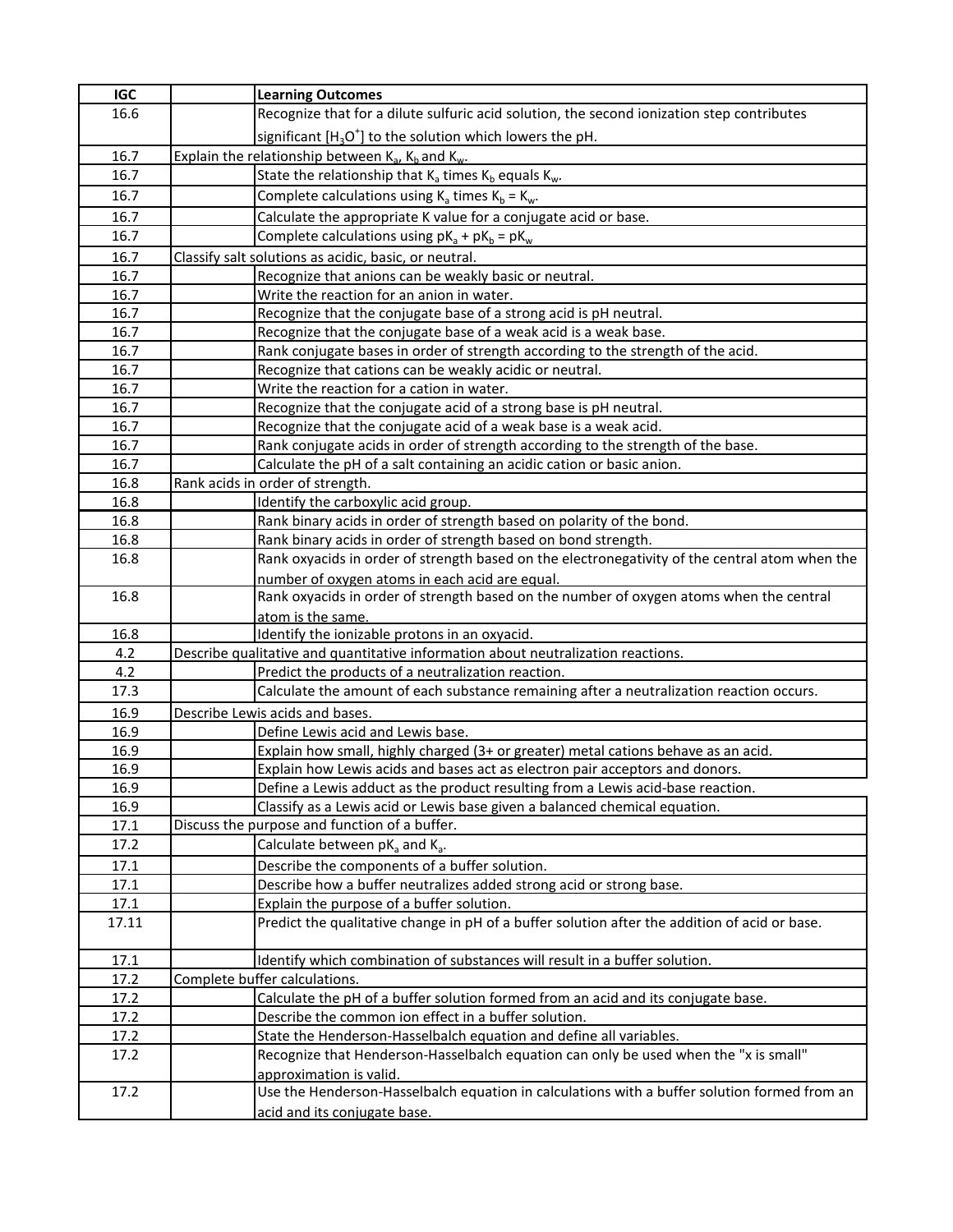| IGC | | Learning Outcomes |
|---|---|---|
| 16.6 | | Recognize that for a dilute sulfuric acid solution, the second ionization step contributes significant $[H_3O^+]$ to the solution which lowers the pH. |
| 16.7 | Explain the relationship between $K_a$, $K_b$ and $K_w$. | |
| 16.7 | | State the relationship that $K_a$ times $K_b$ equals $K_w$. |
| 16.7 | | Complete calculations using $K_a$ times $K_b = K_w$. |
| 16.7 | | Calculate the appropriate K value for a conjugate acid or base. |
| 16.7 | | Complete calculations using $pK_a + pK_b = pK_w$ |
| 16.7 | Classify salt solutions as acidic, basic, or neutral. | |
| 16.7 | | Recognize that anions can be weakly basic or neutral. |
| 16.7 | | Write the reaction for an anion in water. |
| 16.7 | | Recognize that the conjugate base of a strong acid is pH neutral. |
| 16.7 | | Recognize that the conjugate base of a weak acid is a weak base. |
| 16.7 | | Rank conjugate bases in order of strength according to the strength of the acid. |
| 16.7 | | Recognize that cations can be weakly acidic or neutral. |
| 16.7 | | Write the reaction for a cation in water. |
| 16.7 | | Recognize that the conjugate acid of a strong base is pH neutral. |
| 16.7 | | Recognize that the conjugate acid of a weak base is a weak acid. |
| 16.7 | | Rank conjugate acids in order of strength according to the strength of the base. |
| 16.7 | | Calculate the pH of a salt containing an acidic cation or basic anion. |
| 16.8 | Rank acids in order of strength. | |
| 16.8 | | Identify the carboxylic acid group. |
| 16.8 | | Rank binary acids in order of strength based on polarity of the bond. |
| 16.8 | | Rank binary acids in order of strength based on bond strength. |
| 16.8 | | Rank oxyacids in order of strength based on the electronegativity of the central atom when the number of oxygen atoms in each acid are equal. |
| 16.8 | | Rank oxyacids in order of strength based on the number of oxygen atoms when the central atom is the same. |
| 16.8 | | Identify the ionizable protons in an oxyacid. |
| 4.2 | Describe qualitative and quantitative information about neutralization reactions. | |
| 4.2 | | Predict the products of a neutralization reaction. |
| 17.3 | | Calculate the amount of each substance remaining after a neutralization reaction occurs. |
| 16.9 | Describe Lewis acids and bases. | |
| 16.9 | | Define Lewis acid and Lewis base. |
| 16.9 | | Explain how small, highly charged (3+ or greater) metal cations behave as an acid. |
| 16.9 | | Explain how Lewis acids and bases act as electron pair acceptors and donors. |
| 16.9 | | Define a Lewis adduct as the product resulting from a Lewis acid-base reaction. |
| 16.9 | | Classify as a Lewis acid or Lewis base given a balanced chemical equation. |
| 17.1 | Discuss the purpose and function of a buffer. | |
| 17.2 | | Calculate between $pK_a$ and $K_a$. |
| 17.1 | | Describe the components of a buffer solution. |
| 17.1 | | Describe how a buffer neutralizes added strong acid or strong base. |
| 17.1 | | Explain the purpose of a buffer solution. |
| 17.11 | | Predict the qualitative change in pH of a buffer solution after the addition of acid or base. |
| 17.1 | | Identify which combination of substances will result in a buffer solution. |
| 17.2 | Complete buffer calculations. | |
| 17.2 | | Calculate the pH of a buffer solution formed from an acid and its conjugate base. |
| 17.2 | | Describe the common ion effect in a buffer solution. |
| 17.2 | | State the Henderson-Hasselbalch equation and define all variables. |
| 17.2 | | Recognize that Henderson-Hasselbalch equation can only be used when the "x is small" approximation is valid. |
| 17.2 | | Use the Henderson-Hasselbalch equation in calculations with a buffer solution formed from an acid and its conjugate base. |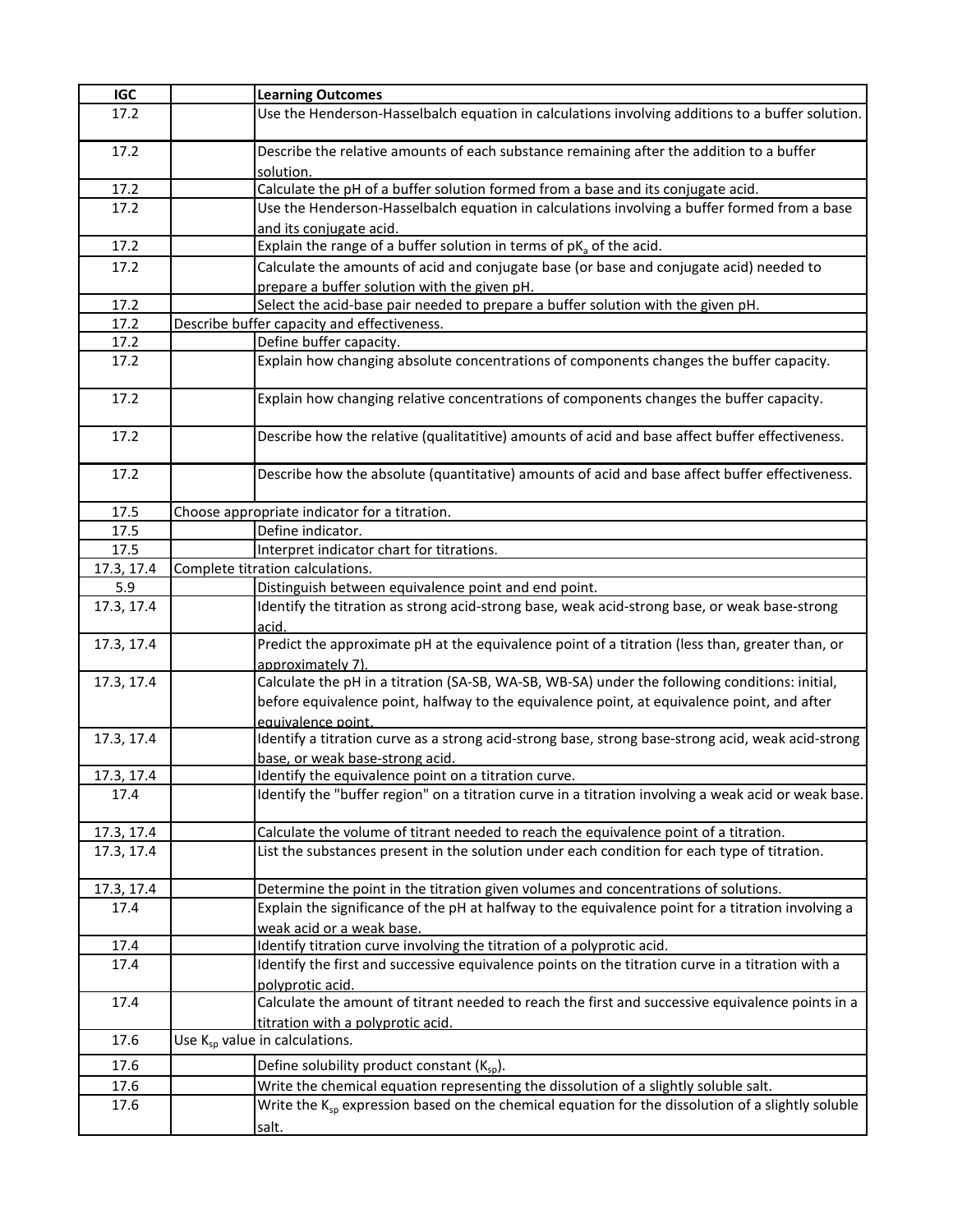| IGC | | Learning Outcomes |
|---|---|---|
| 17.2 | | Use the Henderson-Hasselbalch equation in calculations involving additions to a buffer solution. |
| 17.2 | | Describe the relative amounts of each substance remaining after the addition to a buffer solution. |
| 17.2 | | Calculate the pH of a buffer solution formed from a base and its conjugate acid. |
| 17.2 | | Use the Henderson-Hasselbalch equation in calculations involving a buffer formed from a base and its conjugate acid. |
| 17.2 | | Explain the range of a buffer solution in terms of $pK_a$ of the acid. |
| 17.2 | | Calculate the amounts of acid and conjugate base (or base and conjugate acid) needed to prepare a buffer solution with the given pH. |
| 17.2 | | Select the acid-base pair needed to prepare a buffer solution with the given pH. |
| 17.2 | Describe buffer capacity and effectiveness. | |
| 17.2 | | Define buffer capacity. |
| 17.2 | | Explain how changing absolute concentrations of components changes the buffer capacity. |
| 17.2 | | Explain how changing relative concentrations of components changes the buffer capacity. |
| 17.2 | | Describe how the relative (qualitatitive) amounts of acid and base affect buffer effectiveness. |
| 17.2 | | Describe how the absolute (quantitative) amounts of acid and base affect buffer effectiveness. |
| 17.5 | Choose appropriate indicator for a titration. | |
| 17.5 | | Define indicator. |
| 17.5 | | Interpret indicator chart for titrations. |
| 17.3, 17.4 | Complete titration calculations. | |
| 5.9 | | Distinguish between equivalence point and end point. |
| 17.3, 17.4 | | Identify the titration as strong acid-strong base, weak acid-strong base, or weak base-strong acid. |
| 17.3, 17.4 | | Predict the approximate pH at the equivalence point of a titration (less than, greater than, or approximately 7). |
| 17.3, 17.4 | | Calculate the pH in a titration (SA-SB, WA-SB, WB-SA) under the following conditions: initial, before equivalence point, halfway to the equivalence point, at equivalence point, and after equivalence point. |
| 17.3, 17.4 | | Identify a titration curve as a strong acid-strong base, strong base-strong acid, weak acid-strong base, or weak base-strong acid. |
| 17.3, 17.4 | | Identify the equivalence point on a titration curve. |
| 17.4 | | Identify the "buffer region" on a titration curve in a titration involving a weak acid or weak base. |
| 17.3, 17.4 | | Calculate the volume of titrant needed to reach the equivalence point of a titration. |
| 17.3, 17.4 | | List the substances present in the solution under each condition for each type of titration. |
| 17.3, 17.4 | | Determine the point in the titration given volumes and concentrations of solutions. |
| 17.4 | | Explain the significance of the pH at halfway to the equivalence point for a titration involving a weak acid or a weak base. |
| 17.4 | | Identify titration curve involving the titration of a polyprotic acid. |
| 17.4 | | Identify the first and successive equivalence points on the titration curve in a titration with a polyprotic acid. |
| 17.4 | | Calculate the amount of titrant needed to reach the first and successive equivalence points in a titration with a polyprotic acid. |
| 17.6 | Use $K_{sp}$ value in calculations. | |
| 17.6 | | Define solubility product constant ($K_{sp}$). |
| 17.6 | | Write the chemical equation representing the dissolution of a slightly soluble salt. |
| 17.6 | | Write the $K_{sp}$ expression based on the chemical equation for the dissolution of a slightly soluble salt. |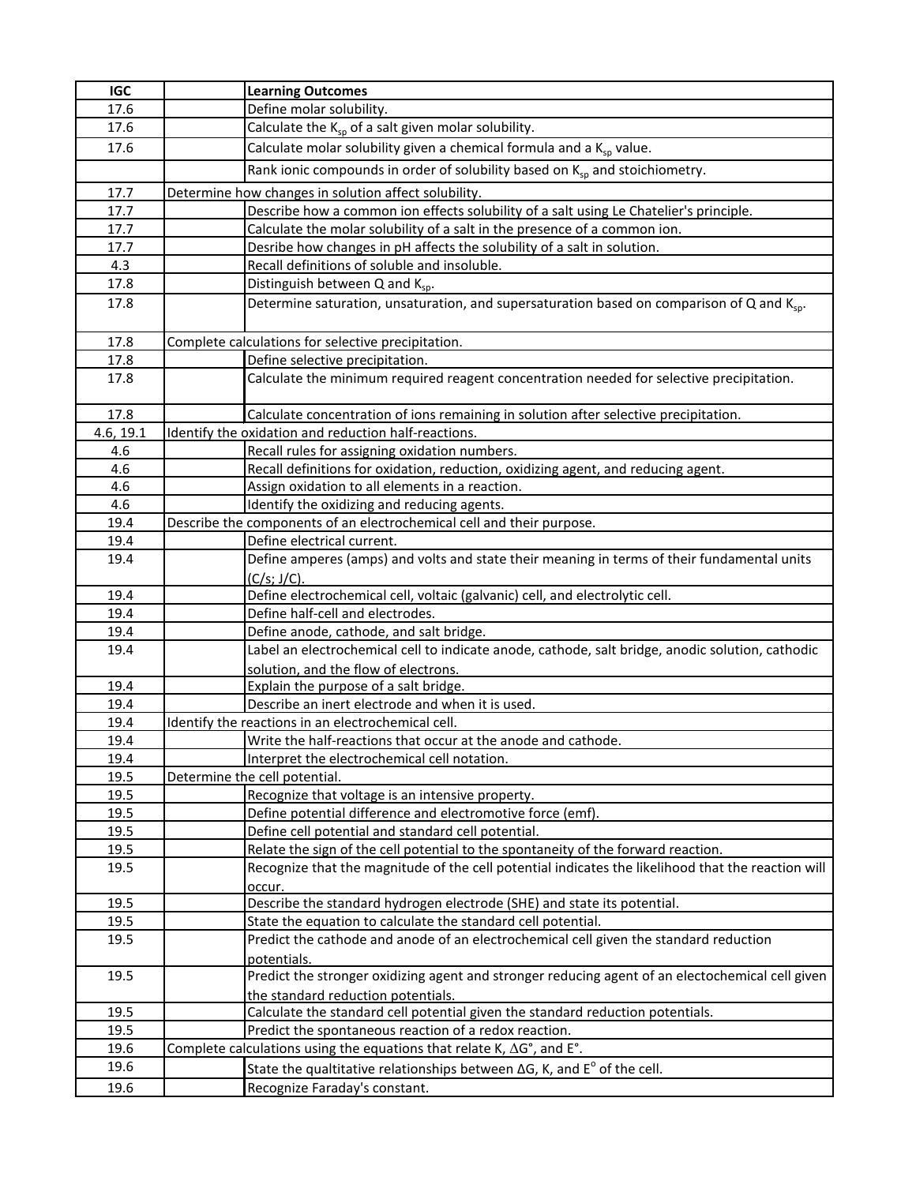| IGC | | Learning Outcomes |
|---|---|---|
| 17.6 | | Define molar solubility. |
| 17.6 | | Calculate the $K_{sp}$ of a salt given molar solubility. |
| 17.6 | | Calculate molar solubility given a chemical formula and a $K_{sp}$ value. |
| | | Rank ionic compounds in order of solubility based on $K_{sp}$ and stoichiometry. |
| 17.7 | Determine how changes in solution affect solubility. | |
| 17.7 | | Describe how a common ion effects solubility of a salt using Le Chatelier's principle. |
| 17.7 | | Calculate the molar solubility of a salt in the presence of a common ion. |
| 17.7 | | Desribe how changes in pH affects the solubility of a salt in solution. |
| 4.3 | | Recall definitions of soluble and insoluble. |
| 17.8 | | Distinguish between Q and $K_{sp}$. |
| 17.8 | | Determine saturation, unsaturation, and supersaturation based on comparison of Q and $K_{sp}$. |
| 17.8 | Complete calculations for selective precipitation. | |
| 17.8 | | Define selective precipitation. |
| 17.8 | | Calculate the minimum required reagent concentration needed for selective precipitation. |
| 17.8 | | Calculate concentration of ions remaining in solution after selective precipitation. |
| 4.6, 19.1 | Identify the oxidation and reduction half-reactions. | |
| 4.6 | | Recall rules for assigning oxidation numbers. |
| 4.6 | | Recall definitions for oxidation, reduction, oxidizing agent, and reducing agent. |
| 4.6 | | Assign oxidation to all elements in a reaction. |
| 4.6 | | Identify the oxidizing and reducing agents. |
| 19.4 | Describe the components of an electrochemical cell and their purpose. | |
| 19.4 | | Define electrical current. |
| 19.4 | | Define amperes (amps) and volts and state their meaning in terms of their fundamental units (C/s; J/C). |
| 19.4 | | Define electrochemical cell, voltaic (galvanic) cell, and electrolytic cell. |
| 19.4 | | Define half-cell and electrodes. |
| 19.4 | | Define anode, cathode, and salt bridge. |
| 19.4 | | Label an electrochemical cell to indicate anode, cathode, salt bridge, anodic solution, cathodic solution, and the flow of electrons. |
| 19.4 | | Explain the purpose of a salt bridge. |
| 19.4 | | Describe an inert electrode and when it is used. |
| 19.4 | Identify the reactions in an electrochemical cell. | |
| 19.4 | | Write the half-reactions that occur at the anode and cathode. |
| 19.4 | | Interpret the electrochemical cell notation. |
| 19.5 | Determine the cell potential. | |
| 19.5 | | Recognize that voltage is an intensive property. |
| 19.5 | | Define potential difference and electromotive force (emf). |
| 19.5 | | Define cell potential and standard cell potential. |
| 19.5 | | Relate the sign of the cell potential to the spontaneity of the forward reaction. |
| 19.5 | | Recognize that the magnitude of the cell potential indicates the likelihood that the reaction will occur. |
| 19.5 | | Describe the standard hydrogen electrode (SHE) and state its potential. |
| 19.5 | | State the equation to calculate the standard cell potential. |
| 19.5 | | Predict the cathode and anode of an electrochemical cell given the standard reduction potentials. |
| 19.5 | | Predict the stronger oxidizing agent and stronger reducing agent of an electochemical cell given the standard reduction potentials. |
| 19.5 | | Calculate the standard cell potential given the standard reduction potentials. |
| 19.5 | | Predict the spontaneous reaction of a redox reaction. |
| 19.6 | Complete calculations using the equations that relate K, $\Delta G°$, and $E°$. | |
| 19.6 | | State the qualtitative relationships between $\Delta G$, K, and $E^{o}$ of the cell. |
| 19.6 | | Recognize Faraday's constant. |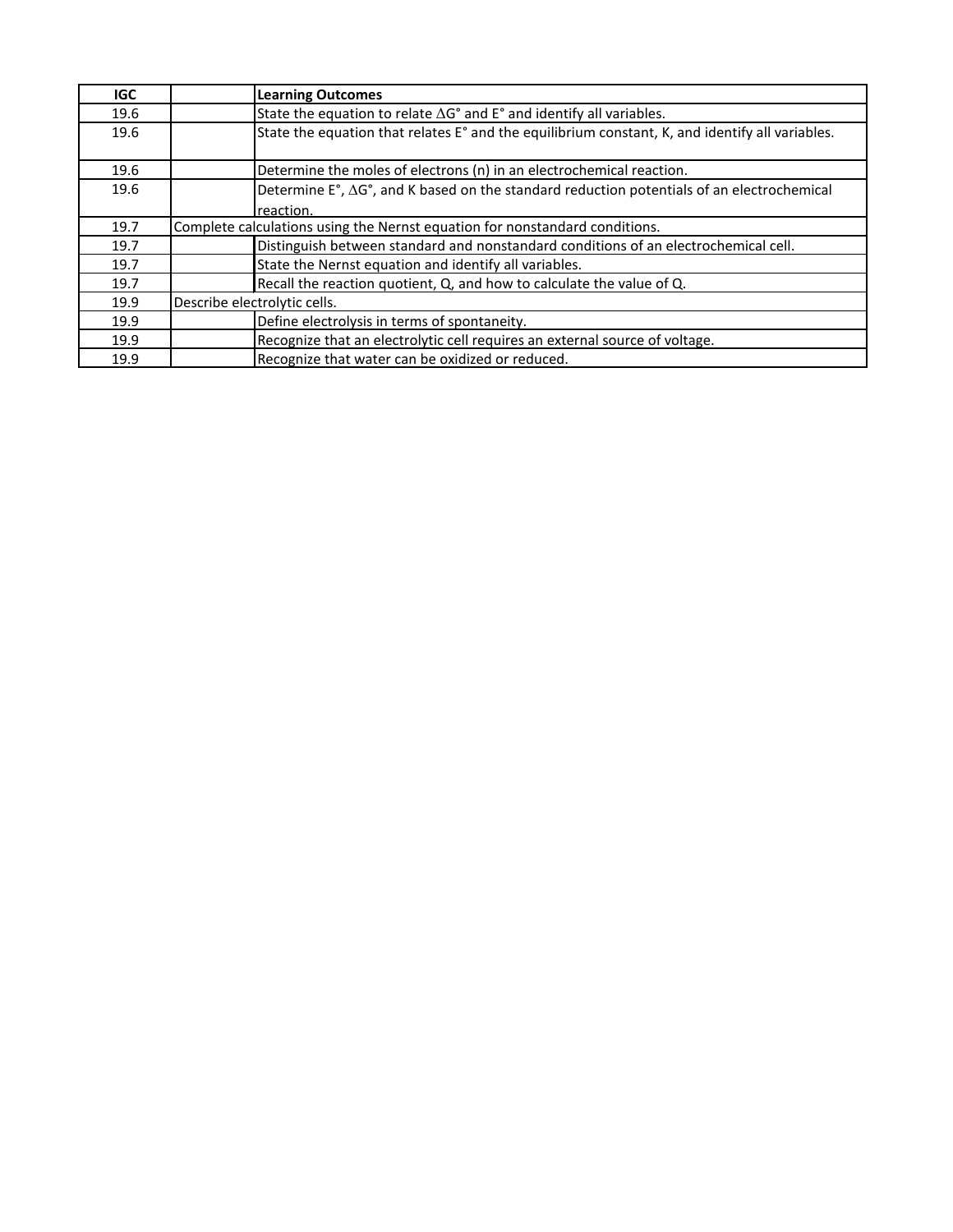| IGC | | Learning Outcomes |
|---|---|---|
| 19.6 | | State the equation to relate $\Delta G°$ and E° and identify all variables. |
| 19.6 | | State the equation that relates E° and the equilibrium constant, K, and identify all variables. |
| 19.6 | | Determine the moles of electrons (n) in an electrochemical reaction. |
| 19.6 | | Determine E°, $\Delta G°$, and K based on the standard reduction potentials of an electrochemical reaction. |
| 19.7 | Complete calculations using the Nernst equation for nonstandard conditions. | |
| 19.7 | | Distinguish between standard and nonstandard conditions of an electrochemical cell. |
| 19.7 | | State the Nernst equation and identify all variables. |
| 19.7 | | Recall the reaction quotient, Q, and how to calculate the value of Q. |
| 19.9 | Describe electrolytic cells. | |
| 19.9 | | Define electrolysis in terms of spontaneity. |
| 19.9 | | Recognize that an electrolytic cell requires an external source of voltage. |
| 19.9 | | Recognize that water can be oxidized or reduced. |